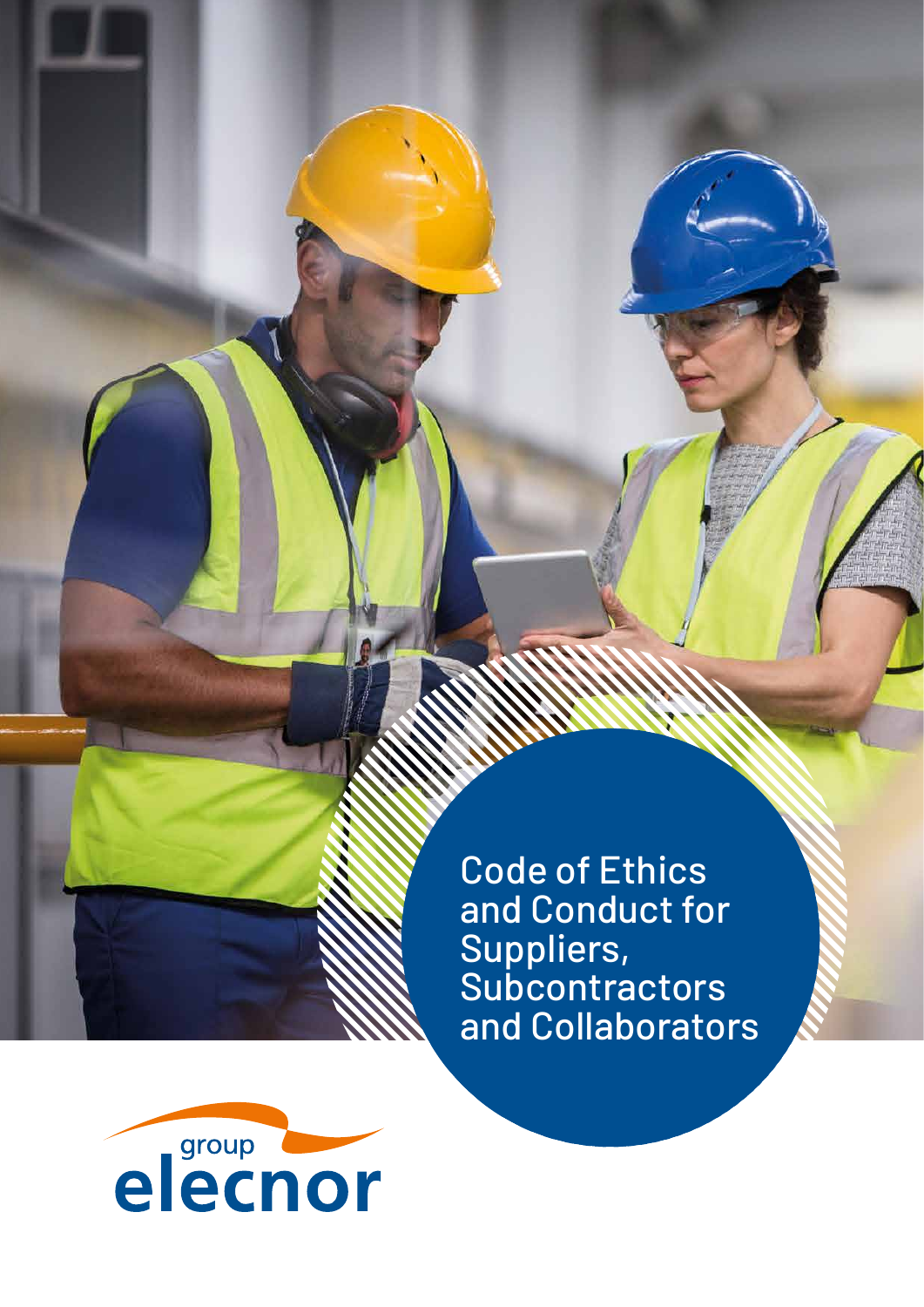# Code of Ethics and Conduct for Suppliers, Subcontractors and Collaborators

group elecnor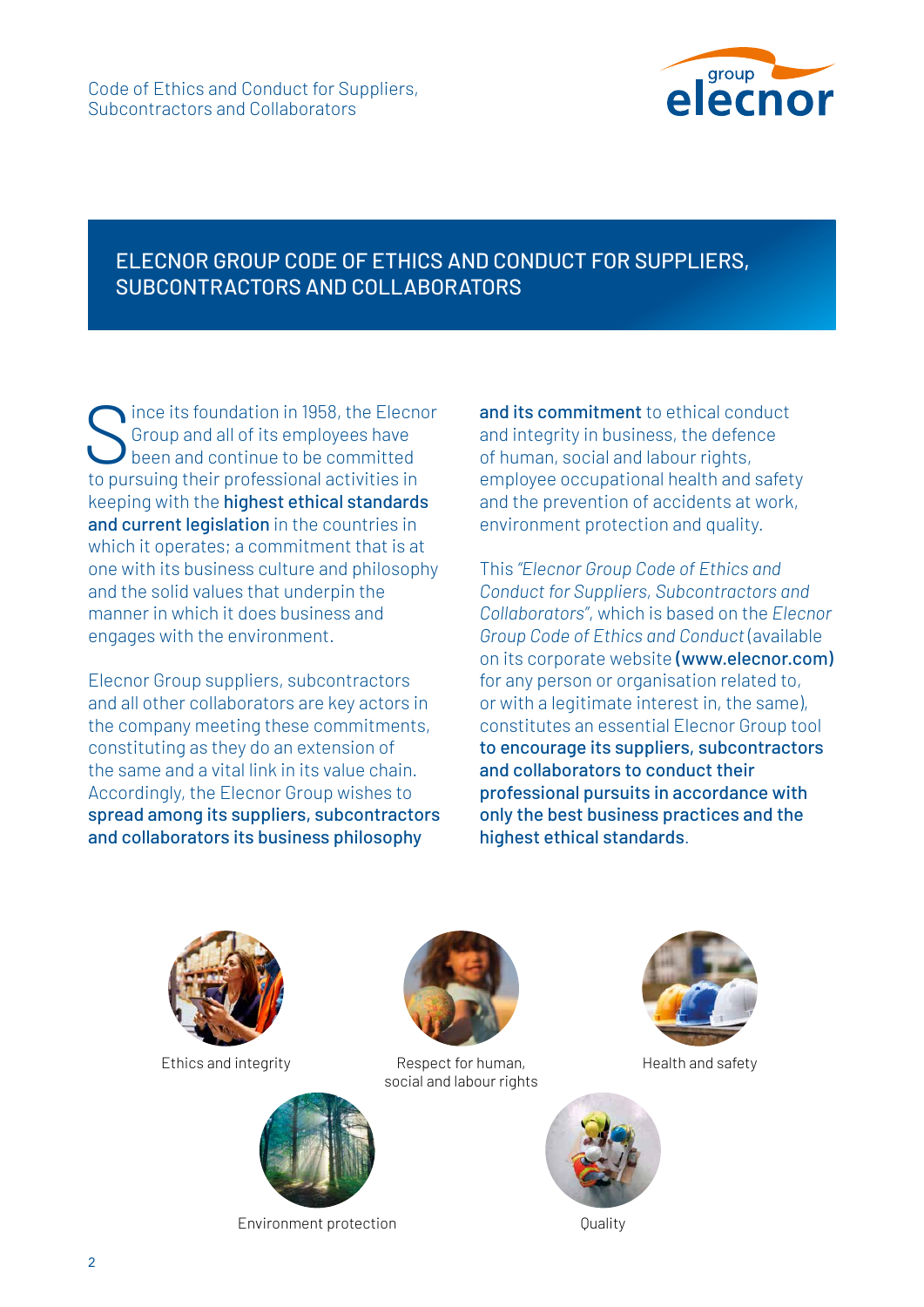# ELECNOR GROUP CODE OF ETHICS AND CONDUCT FOR SUPPLIERS, SUBCONTRACTORS AND COLLABORATORS

Since its foundation in 1958, the Elecnor Group and all of its employees have been and continue to be committed to pursuing their professional activities in keeping with the **highest ethical standards and current legislation** in the countries in which it operates; a commitment that is at one with its business culture and philosophy and the solid values that underpin the manner in which it does business and engages with the environment.

Elecnor Group suppliers, subcontractors and all other collaborators are key actors in the company meeting these commitments, constituting as they do an extension of the same and a vital link in its value chain. Accordingly, the Elecnor Group wishes to **spread among its suppliers, subcontractors and collaborators its business philosophy and its commitment** to ethical conduct and integrity in business, the defence of human, social and labour rights, employee occupational health and safety and the prevention of accidents at work, environment protection and quality.

This *"Elecnor Group Code of Ethics and Conduct for Suppliers, Subcontractors and Collaborators"*, which is based on the *Elecnor Group Code of Ethics and Conduct* (available on its corporate website **(www.elecnor.com)** for any person or organisation related to, or with a legitimate interest in, the same), constitutes an essential Elecnor Group tool **to encourage its suppliers, subcontractors and collaborators to conduct their professional pursuits in accordance with only the best business practices and the highest ethical standards**.

Ethics and integrity

Respect for human, social and labour rights

Health and safety

Environment protection

Quality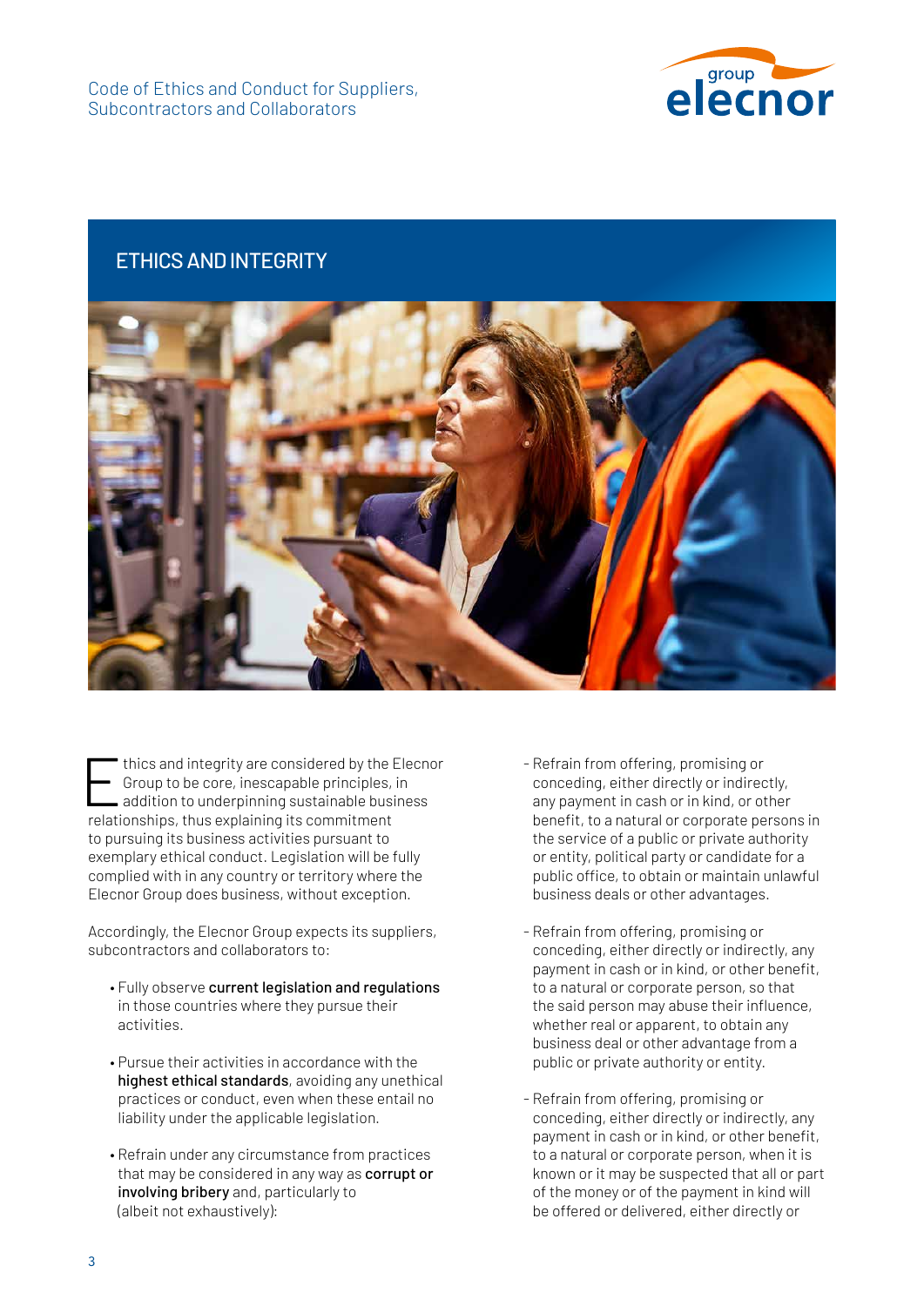## ETHICS AND INTEGRITY

Ethics and integrity are considered by the Elecnor Group to be core, inescapable principles, in addition to underpinning sustainable business relationships, thus explaining its commitment to pursuing its business activities pursuant to exemplary ethical conduct. Legislation will be fully complied with in any country or territory where the Elecnor Group does business, without exception.

Accordingly, the Elecnor Group expects its suppliers, subcontractors and collaborators to:

- Fully observe **current legislation and regulations** in those countries where they pursue their activities.
- Pursue their activities in accordance with the **highest ethical standards**, avoiding any unethical practices or conduct, even when these entail no liability under the applicable legislation.
- Refrain under any circumstance from practices that may be considered in any way as **corrupt or involving bribery** and, particularly to (albeit not exhaustively):
  - Refrain from offering, promising or conceding, either directly or indirectly, any payment in cash or in kind, or other benefit, to a natural or corporate persons in the service of a public or private authority or entity, political party or candidate for a public office, to obtain or maintain unlawful business deals or other advantages.
  - Refrain from offering, promising or conceding, either directly or indirectly, any payment in cash or in kind, or other benefit, to a natural or corporate person, so that the said person may abuse their influence, whether real or apparent, to obtain any business deal or other advantage from a public or private authority or entity.
  - Refrain from offering, promising or conceding, either directly or indirectly, any payment in cash or in kind, or other benefit, to a natural or corporate person, when it is known or it may be suspected that all or part of the money or of the payment in kind will be offered or delivered, either directly or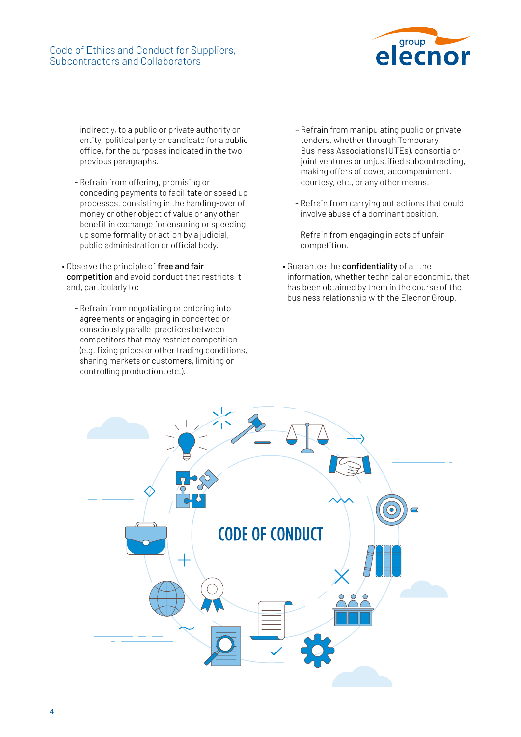indirectly, to a public or private authority or entity, political party or candidate for a public office, for the purposes indicated in the two previous paragraphs.

- Refrain from offering, promising or conceding payments to facilitate or speed up processes, consisting in the handing-over of money or other object of value or any other benefit in exchange for ensuring or speeding up some formality or action by a judicial, public administration or official body.

- Observe the principle of **free and fair competition** and avoid conduct that restricts it and, particularly to:
  - Refrain from negotiating or entering into agreements or engaging in concerted or consciously parallel practices between competitors that may restrict competition (e.g. fixing prices or other trading conditions, sharing markets or customers, limiting or controlling production, etc.).
  - Refrain from manipulating public or private tenders, whether through Temporary Business Associations (UTEs), consortia or joint ventures or unjustified subcontracting, making offers of cover, accompaniment, courtesy, etc., or any other means.
  - Refrain from carrying out actions that could involve abuse of a dominant position.
  - Refrain from engaging in acts of unfair competition.

- Guarantee the **confidentiality** of all the information, whether technical or economic, that has been obtained by them in the course of the business relationship with the Elecnor Group.

CODE OF CONDUCT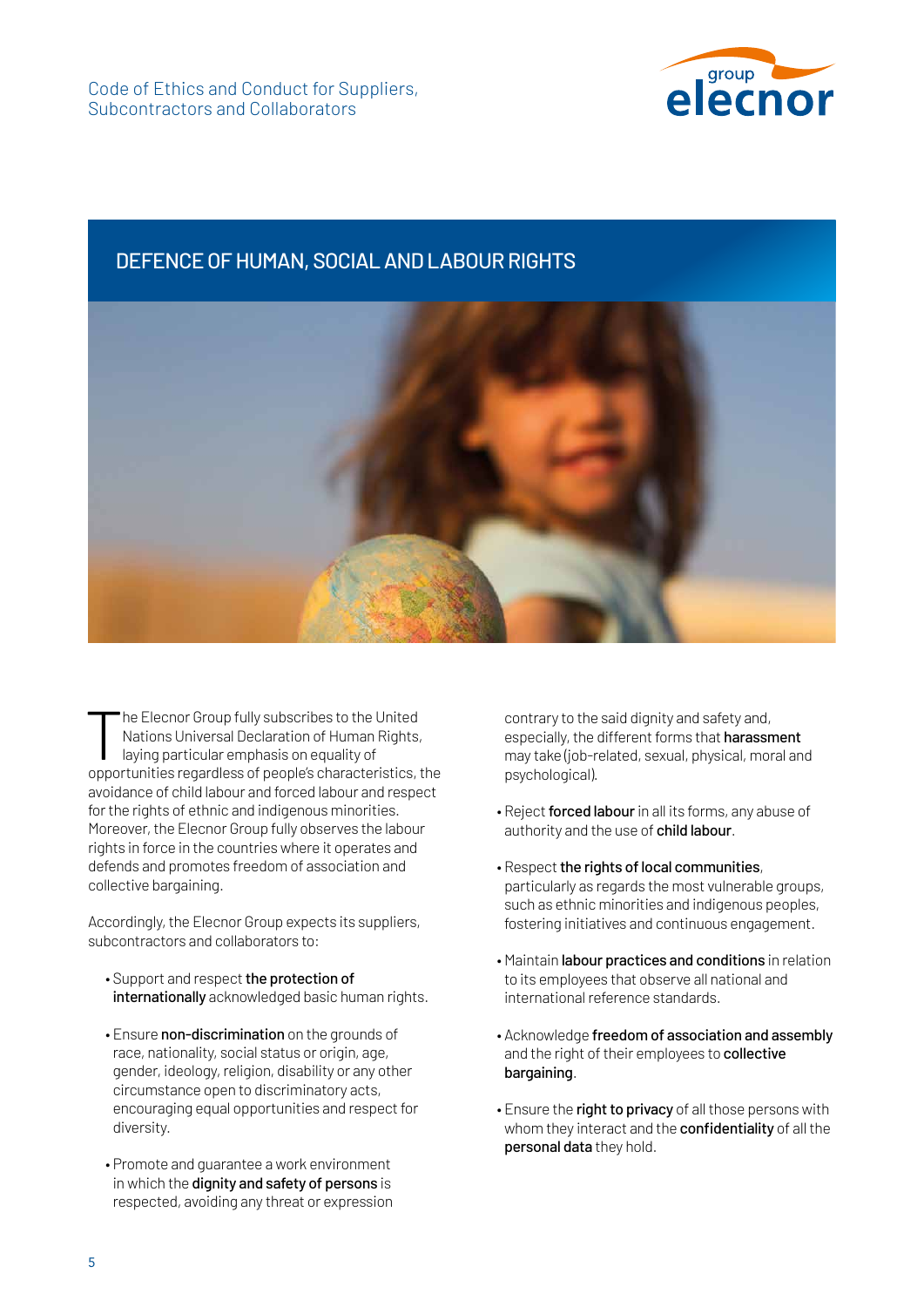## DEFENCE OF HUMAN, SOCIAL AND LABOUR RIGHTS

The Elecnor Group fully subscribes to the United Nations Universal Declaration of Human Rights, laying particular emphasis on equality of opportunities regardless of people's characteristics, the avoidance of child labour and forced labour and respect for the rights of ethnic and indigenous minorities. Moreover, the Elecnor Group fully observes the labour rights in force in the countries where it operates and defends and promotes freedom of association and collective bargaining.

Accordingly, the Elecnor Group expects its suppliers, subcontractors and collaborators to:

- Support and respect **the protection of internationally** acknowledged basic human rights.
- Ensure **non-discrimination** on the grounds of race, nationality, social status or origin, age, gender, ideology, religion, disability or any other circumstance open to discriminatory acts, encouraging equal opportunities and respect for diversity.
- Promote and guarantee a work environment in which the **dignity and safety of persons** is respected, avoiding any threat or expression contrary to the said dignity and safety and, especially, the different forms that **harassment** may take (job-related, sexual, physical, moral and psychological).
- Reject **forced labour** in all its forms, any abuse of authority and the use of **child labour**.
- Respect **the rights of local communities**, particularly as regards the most vulnerable groups, such as ethnic minorities and indigenous peoples, fostering initiatives and continuous engagement.
- Maintain **labour practices and conditions** in relation to its employees that observe all national and international reference standards.
- Acknowledge **freedom of association and assembly** and the right of their employees to **collective bargaining**.
- Ensure the **right to privacy** of all those persons with whom they interact and the **confidentiality** of all the **personal data** they hold.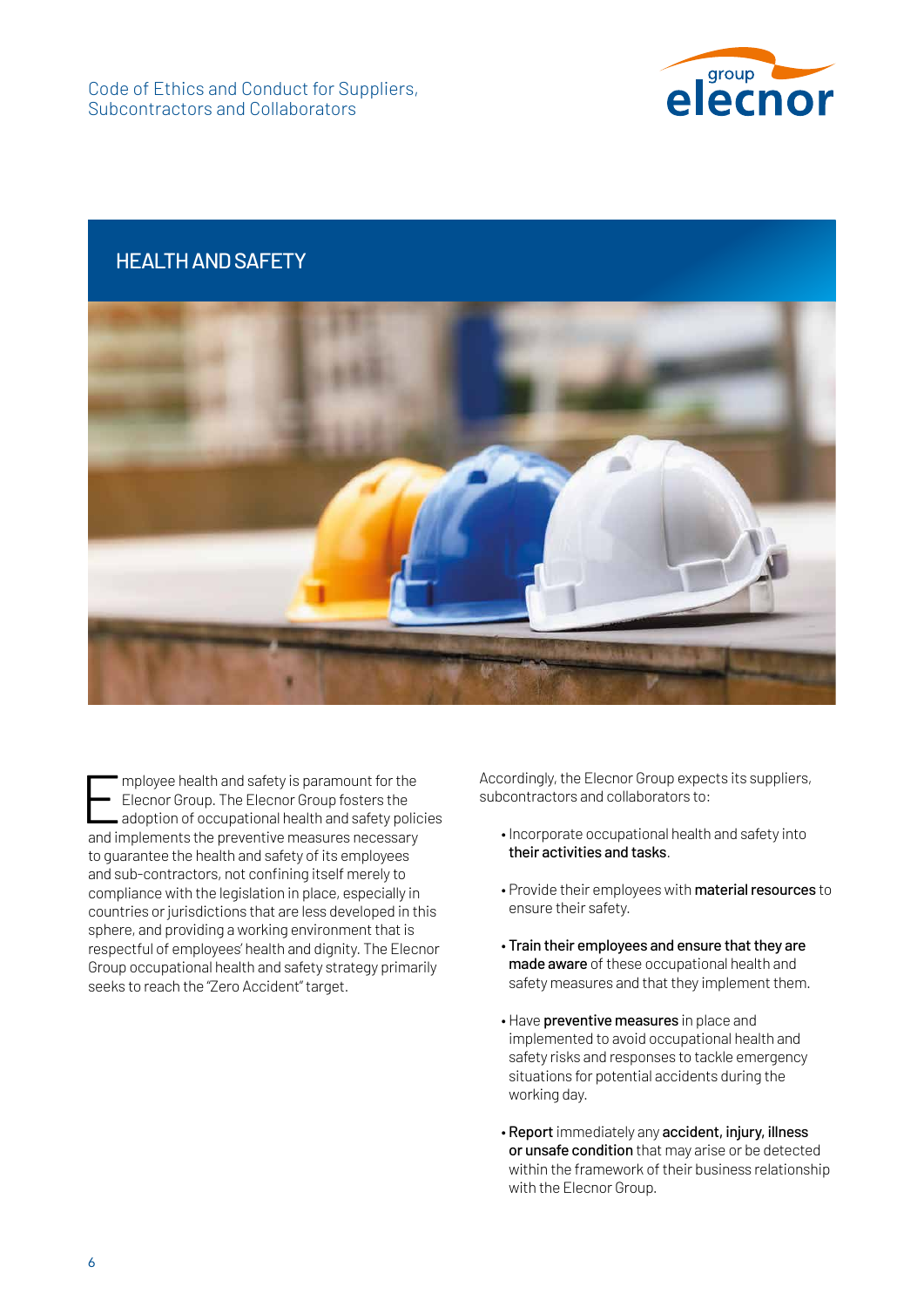## HEALTH AND SAFETY

Employee health and safety is paramount for the Elecnor Group. The Elecnor Group fosters the adoption of occupational health and safety policies and implements the preventive measures necessary to guarantee the health and safety of its employees and sub-contractors, not confining itself merely to compliance with the legislation in place, especially in countries or jurisdictions that are less developed in this sphere, and providing a working environment that is respectful of employees' health and dignity. The Elecnor Group occupational health and safety strategy primarily seeks to reach the "Zero Accident" target.

Accordingly, the Elecnor Group expects its suppliers, subcontractors and collaborators to:

- Incorporate occupational health and safety into **their activities and tasks**.
- Provide their employees with **material resources** to ensure their safety.
- **Train their employees and ensure that they are made aware** of these occupational health and safety measures and that they implement them.
- Have **preventive measures** in place and implemented to avoid occupational health and safety risks and responses to tackle emergency situations for potential accidents during the working day.
- **Report** immediately any **accident, injury, illness or unsafe condition** that may arise or be detected within the framework of their business relationship with the Elecnor Group.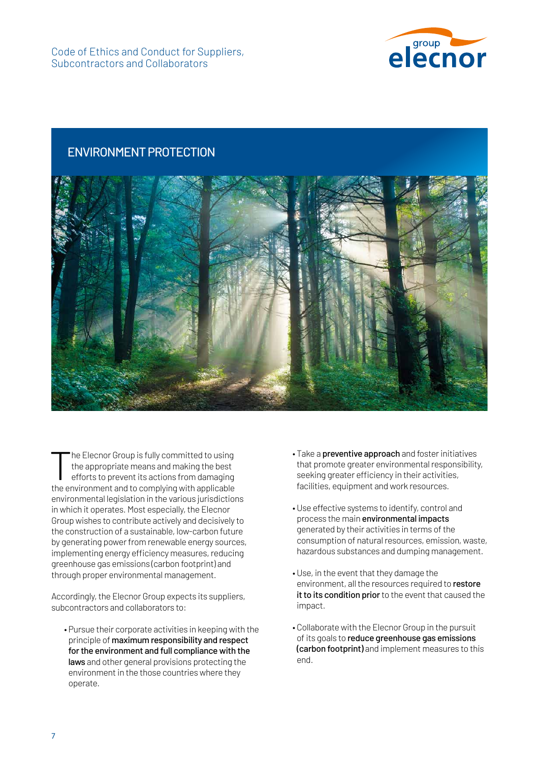## ENVIRONMENT PROTECTION

The Elecnor Group is fully committed to using the appropriate means and making the best efforts to prevent its actions from damaging the environment and to complying with applicable environmental legislation in the various jurisdictions in which it operates. Most especially, the Elecnor Group wishes to contribute actively and decisively to the construction of a sustainable, low-carbon future by generating power from renewable energy sources, implementing energy efficiency measures, reducing greenhouse gas emissions (carbon footprint) and through proper environmental management.

Accordingly, the Elecnor Group expects its suppliers, subcontractors and collaborators to:

- Pursue their corporate activities in keeping with the principle of **maximum responsibility and respect for the environment and full compliance with the laws** and other general provisions protecting the environment in the those countries where they operate.
- Take a **preventive approach** and foster initiatives that promote greater environmental responsibility, seeking greater efficiency in their activities, facilities, equipment and work resources.
- Use effective systems to identify, control and process the main **environmental impacts** generated by their activities in terms of the consumption of natural resources, emission, waste, hazardous substances and dumping management.
- Use, in the event that they damage the environment, all the resources required to **restore it to its condition prior** to the event that caused the impact.
- Collaborate with the Elecnor Group in the pursuit of its goals to **reduce greenhouse gas emissions (carbon footprint)** and implement measures to this end.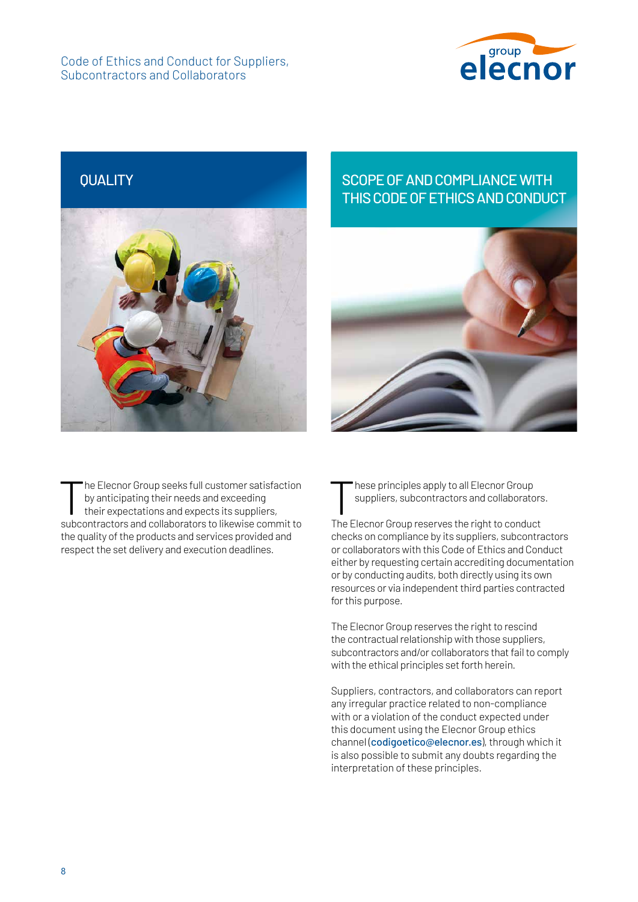## QUALITY

The Elecnor Group seeks full customer satisfaction by anticipating their needs and exceeding their expectations and expects its suppliers, subcontractors and collaborators to likewise commit to the quality of the products and services provided and respect the set delivery and execution deadlines.

## SCOPE OF AND COMPLIANCE WITH THIS CODE OF ETHICS AND CONDUCT

These principles apply to all Elecnor Group suppliers, subcontractors and collaborators.

The Elecnor Group reserves the right to conduct checks on compliance by its suppliers, subcontractors or collaborators with this Code of Ethics and Conduct either by requesting certain accrediting documentation or by conducting audits, both directly using its own resources or via independent third parties contracted for this purpose.

The Elecnor Group reserves the right to rescind the contractual relationship with those suppliers, subcontractors and/or collaborators that fail to comply with the ethical principles set forth herein.

Suppliers, contractors, and collaborators can report any irregular practice related to non-compliance with or a violation of the conduct expected under this document using the Elecnor Group ethics channel (**codigoetico@elecnor.es**), through which it is also possible to submit any doubts regarding the interpretation of these principles.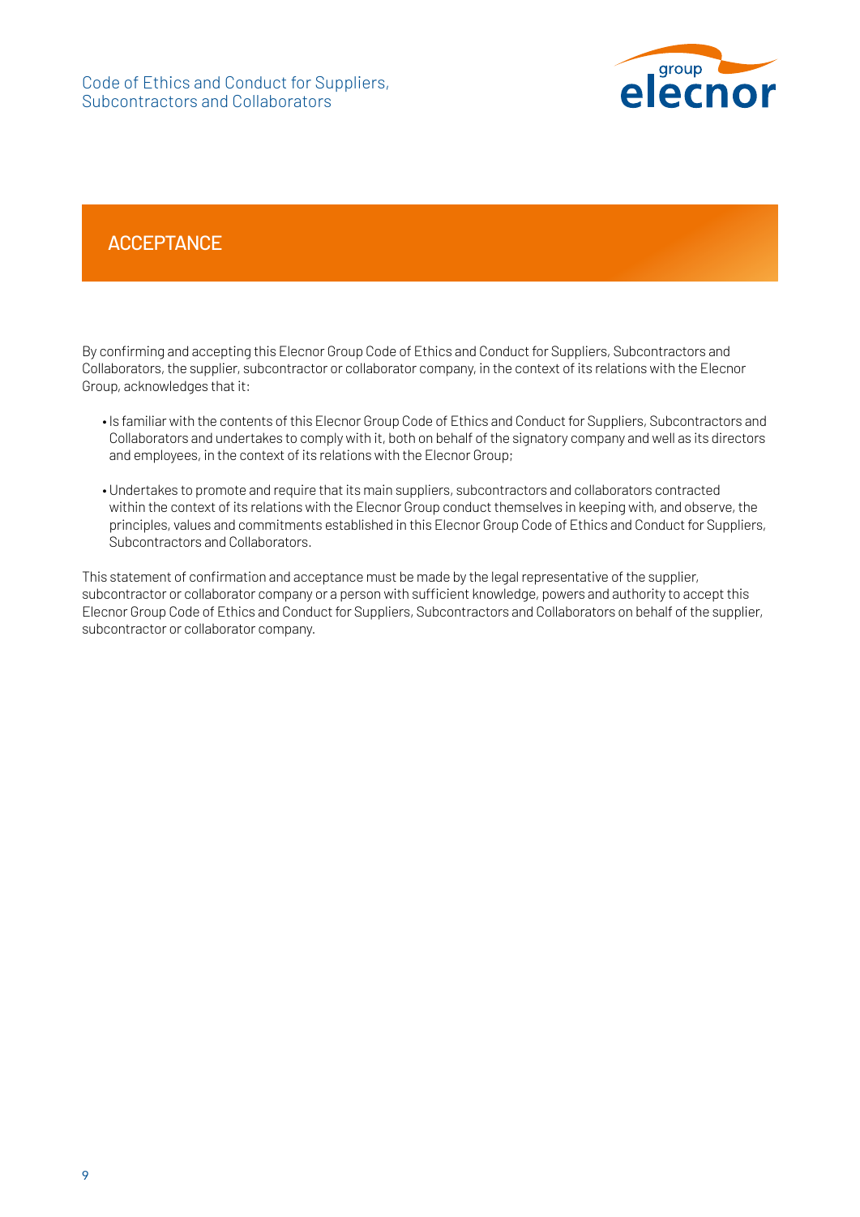## ACCEPTANCE

By confirming and accepting this Elecnor Group Code of Ethics and Conduct for Suppliers, Subcontractors and Collaborators, the supplier, subcontractor or collaborator company, in the context of its relations with the Elecnor Group, acknowledges that it:

- Is familiar with the contents of this Elecnor Group Code of Ethics and Conduct for Suppliers, Subcontractors and Collaborators and undertakes to comply with it, both on behalf of the signatory company and well as its directors and employees, in the context of its relations with the Elecnor Group;
- Undertakes to promote and require that its main suppliers, subcontractors and collaborators contracted within the context of its relations with the Elecnor Group conduct themselves in keeping with, and observe, the principles, values and commitments established in this Elecnor Group Code of Ethics and Conduct for Suppliers, Subcontractors and Collaborators.

This statement of confirmation and acceptance must be made by the legal representative of the supplier, subcontractor or collaborator company or a person with sufficient knowledge, powers and authority to accept this Elecnor Group Code of Ethics and Conduct for Suppliers, Subcontractors and Collaborators on behalf of the supplier, subcontractor or collaborator company.